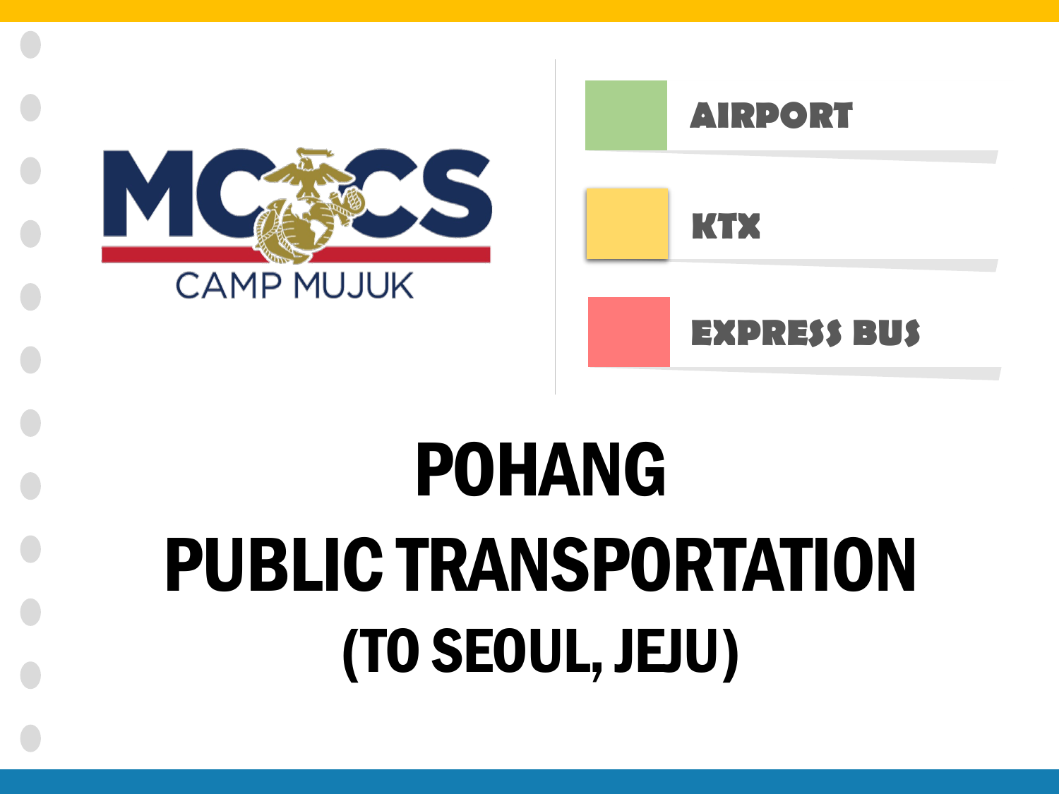MCCS

CAMP MUJUK

- AIRPORT
- KTX
- EXPRESS BUS

# POHANG PUBLIC TRANSPORTATION

## (TO SEOUL, JEJU)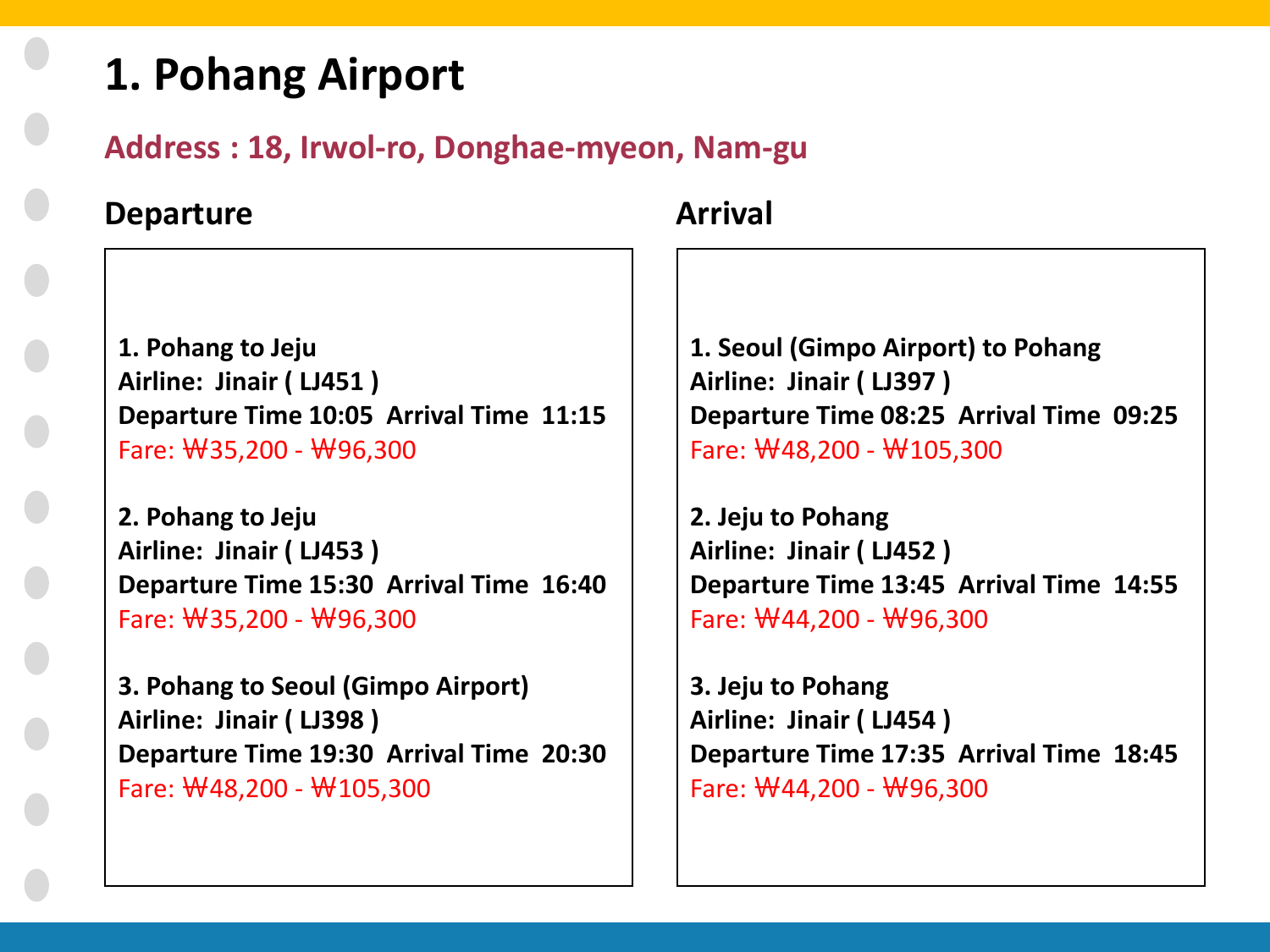# 1. Pohang Airport

## Address : 18, Irwol-ro, Donghae-myeon, Nam-gu

### Departure

**1. Pohang to Jeju**
**Airline: Jinair ( LJ451 )**
**Departure Time 10:05 Arrival Time 11:15**
Fare: ₩35,200 - ₩96,300

**2. Pohang to Jeju**
**Airline: Jinair ( LJ453 )**
**Departure Time 15:30 Arrival Time 16:40**
Fare: ₩35,200 - ₩96,300

**3. Pohang to Seoul (Gimpo Airport)**
**Airline: Jinair ( LJ398 )**
**Departure Time 19:30 Arrival Time 20:30**
Fare: ₩48,200 - ₩105,300

### Arrival

**1. Seoul (Gimpo Airport) to Pohang**
**Airline: Jinair ( LJ397 )**
**Departure Time 08:25 Arrival Time 09:25**
Fare: ₩48,200 - ₩105,300

**2. Jeju to Pohang**
**Airline: Jinair ( LJ452 )**
**Departure Time 13:45 Arrival Time 14:55**
Fare: ₩44,200 - ₩96,300

**3. Jeju to Pohang**
**Airline: Jinair ( LJ454 )**
**Departure Time 17:35 Arrival Time 18:45**
Fare: ₩44,200 - ₩96,300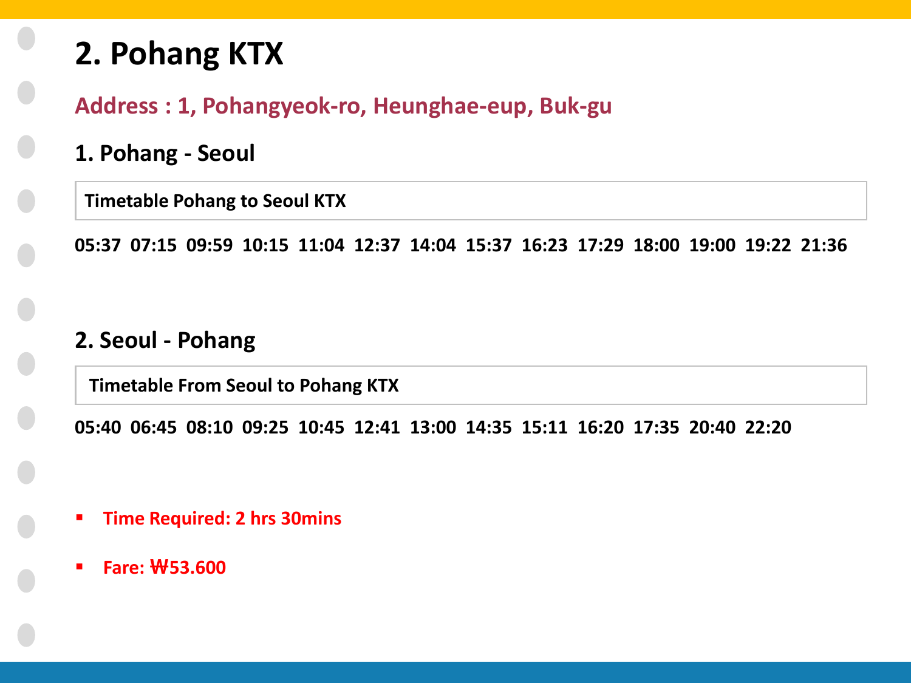# 2. Pohang KTX

**Address : 1, Pohangyeok-ro, Heunghae-eup, Buk-gu**

## 1. Pohang - Seoul

**Timetable Pohang to Seoul KTX**

**05:37 07:15 09:59 10:15 11:04 12:37 14:04 15:37 16:23 17:29 18:00 19:00 19:22 21:36**

## 2. Seoul - Pohang

**Timetable From Seoul to Pohang KTX**

**05:40 06:45 08:10 09:25 10:45 12:41 13:00 14:35 15:11 16:20 17:35 20:40 22:20**

- **Time Required: 2 hrs 30mins**
- **Fare: ₩53.600**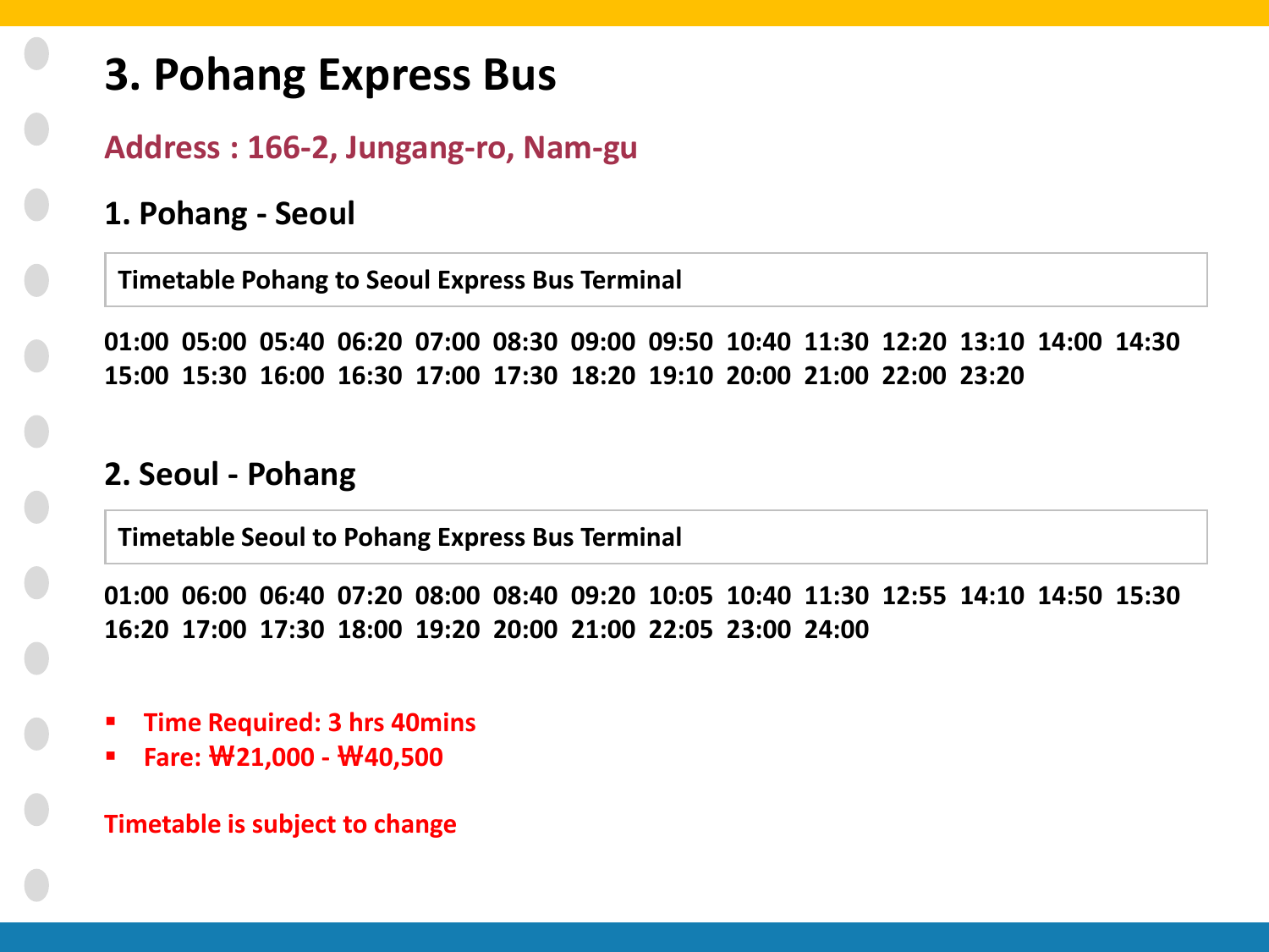# 3. Pohang Express Bus

**Address : 166-2, Jungang-ro, Nam-gu**

## 1. Pohang - Seoul

**Timetable Pohang to Seoul Express Bus Terminal**

**01:00 05:00 05:40 06:20 07:00 08:30 09:00 09:50 10:40 11:30 12:20 13:10 14:00 14:30 15:00 15:30 16:00 16:30 17:00 17:30 18:20 19:10 20:00 21:00 22:00 23:20**

## 2. Seoul - Pohang

**Timetable Seoul to Pohang Express Bus Terminal**

**01:00 06:00 06:40 07:20 08:00 08:40 09:20 10:05 10:40 11:30 12:55 14:10 14:50 15:30 16:20 17:00 17:30 18:00 19:20 20:00 21:00 22:05 23:00 24:00**

- **Time Required: 3 hrs 40mins**
- **Fare: ₩21,000 - ₩40,500**

**Timetable is subject to change**